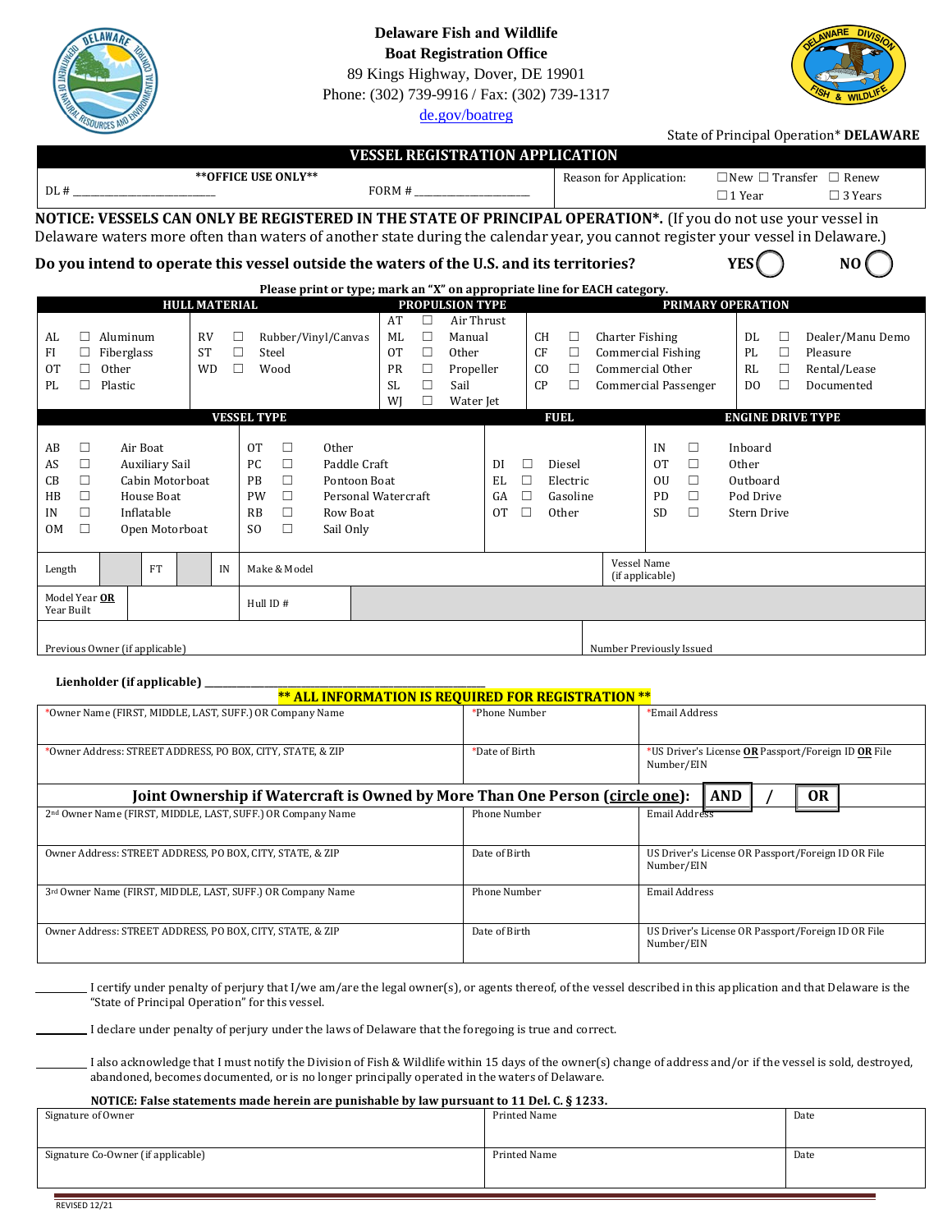**Delaware Fish and Wildlife**
**Boat Registration Office**
89 Kings Highway, Dover, DE 19901
Phone: (302) 739-9916 / Fax: (302) 739-1317
de.gov/boatreg

State of Principal Operation* **DELAWARE**

# VESSEL REGISTRATION APPLICATION

| **OFFICE USE ONLY** | | Reason for Application: | ☐New ☐ Transfer ☐ Renew |
|---|---|---|---|
| DL # ____________________ | FORM # ________________ | | ☐1 Year ☐ 3 Years |

**NOTICE: VESSELS CAN ONLY BE REGISTERED IN THE STATE OF PRINCIPAL OPERATION\*.** (If you do not use your vessel in Delaware waters more often than waters of another state during the calendar year, you cannot register your vessel in Delaware.)

**Do you intend to operate this vessel outside the waters of the U.S. and its territories?** **YES** ◯ **NO** ◯

**Please print or type; mark an "X" on appropriate line for EACH category.**

| HULL MATERIAL | | PROPULSION TYPE | PRIMARY OPERATION | |
|---|---|---|---|---|
| AL ☐ Aluminum | RV ☐ Rubber/Vinyl/Canvas | AT ☐ Air Thrust | CH ☐ Charter Fishing | DL ☐ Dealer/Manu Demo |
| FI ☐ Fiberglass | ST ☐ Steel | ML ☐ Manual | CF ☐ Commercial Fishing | PL ☐ Pleasure |
| OT ☐ Other | WD ☐ Wood | OT ☐ Other | CO ☐ Commercial Other | RL ☐ Rental/Lease |
| PL ☐ Plastic | | PR ☐ Propeller | CP ☐ Commercial Passenger | DO ☐ Documented |
| | | SL ☐ Sail | | |
| | | WJ ☐ Water Jet | | |

| VESSEL TYPE | | FUEL | ENGINE DRIVE TYPE |
|---|---|---|---|
| AB ☐ Air Boat | OT ☐ Other | DI ☐ Diesel | IN ☐ Inboard |
| AS ☐ Auxiliary Sail | PC ☐ Paddle Craft | EL ☐ Electric | OT ☐ Other |
| CB ☐ Cabin Motorboat | PB ☐ Pontoon Boat | GA ☐ Gasoline | OU ☐ Outboard |
| HB ☐ House Boat | PW ☐ Personal Watercraft | OT ☐ Other | PD ☐ Pod Drive |
| IN ☐ Inflatable | RB ☐ Row Boat | | SD ☐ Stern Drive |
| OM ☐ Open Motorboat | SO ☐ Sail Only | | |

| Length | FT | IN | Make & Model | Vessel Name (if applicable) |
|---|---|---|---|---|
| Model Year **OR** Year Built | | | Hull ID # | |
| Previous Owner (if applicable) | | | | Number Previously Issued |

**Lienholder (if applicable)** ________________________________________

**\*\* ALL INFORMATION IS REQUIRED FOR REGISTRATION \*\***

| \*Owner Name (FIRST, MIDDLE, LAST, SUFF.) OR Company Name | \*Phone Number | \*Email Address |
|---|---|---|
| \*Owner Address: STREET ADDRESS, PO BOX, CITY, STATE, & ZIP | \*Date of Birth | \*US Driver's License **OR** Passport/Foreign ID **OR** File Number/EIN |

**Joint Ownership if Watercraft is Owned by More Than One Person (circle one): AND / OR**

| 2nd Owner Name (FIRST, MIDDLE, LAST, SUFF.) OR Company Name | Phone Number | Email Address |
|---|---|---|
| Owner Address: STREET ADDRESS, PO BOX, CITY, STATE, & ZIP | Date of Birth | US Driver's License OR Passport/Foreign ID OR File Number/EIN |
| 3rd Owner Name (FIRST, MIDDLE, LAST, SUFF.) OR Company Name | Phone Number | Email Address |
| Owner Address: STREET ADDRESS, PO BOX, CITY, STATE, & ZIP | Date of Birth | US Driver's License OR Passport/Foreign ID OR File Number/EIN |

________ I certify under penalty of perjury that I/we am/are the legal owner(s), or agents thereof, of the vessel described in this application and that Delaware is the "State of Principal Operation" for this vessel.

________ I declare under penalty of perjury under the laws of Delaware that the foregoing is true and correct.

________ I also acknowledge that I must notify the Division of Fish & Wildlife within 15 days of the owner(s) change of address and/or if the vessel is sold, destroyed, abandoned, becomes documented, or is no longer principally operated in the waters of Delaware.

**NOTICE: False statements made herein are punishable by law pursuant to 11 Del. C. § 1233.**

| Signature of Owner | Printed Name | Date |
|---|---|---|
| Signature Co-Owner (if applicable) | Printed Name | Date |

REVISED 12/21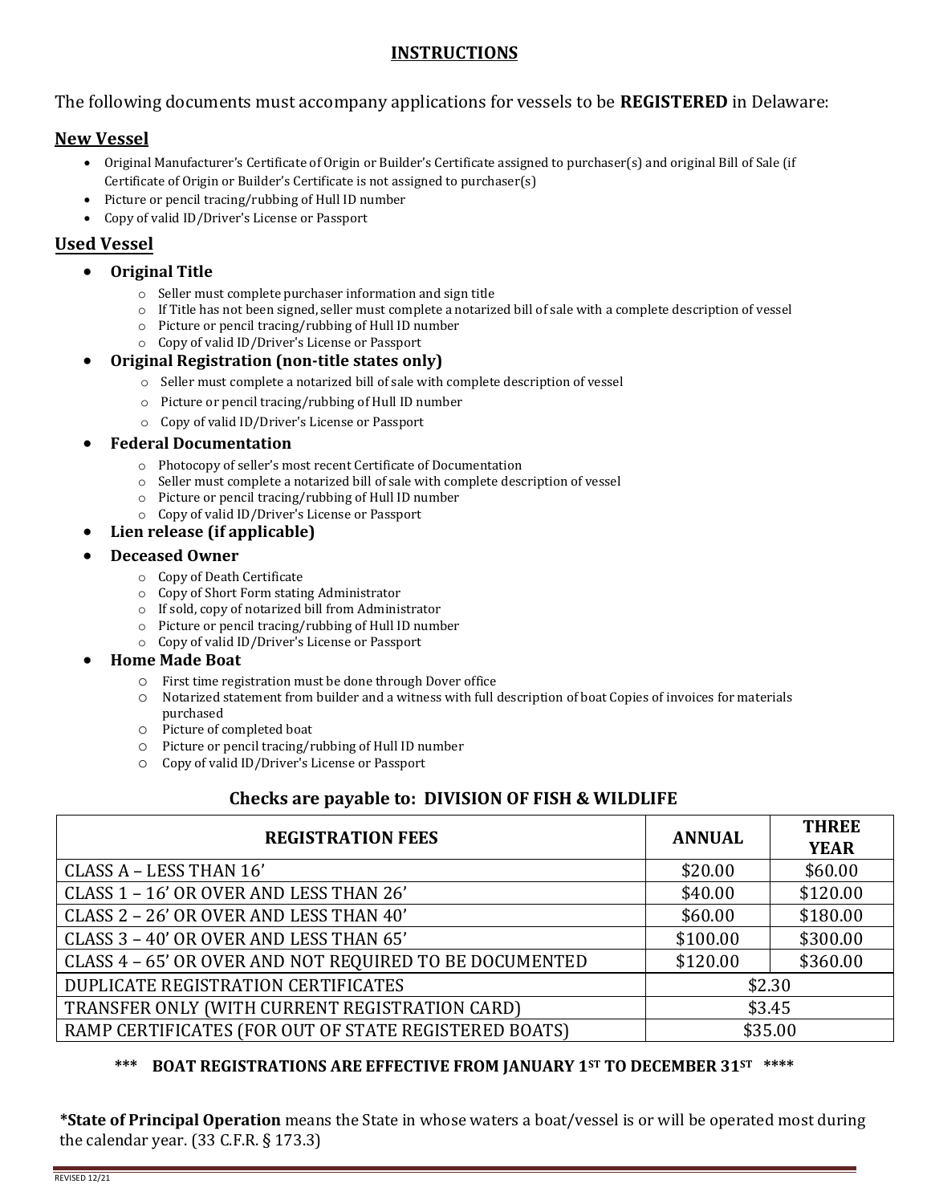## INSTRUCTIONS

The following documents must accompany applications for vessels to be **REGISTERED** in Delaware:

### New Vessel

- Original Manufacturer's Certificate of Origin or Builder's Certificate assigned to purchaser(s) and original Bill of Sale (if Certificate of Origin or Builder's Certificate is not assigned to purchaser(s)
- Picture or pencil tracing/rubbing of Hull ID number
- Copy of valid ID/Driver's License or Passport

### Used Vessel

- **Original Title**
  - Seller must complete purchaser information and sign title
  - If Title has not been signed, seller must complete a notarized bill of sale with a complete description of vessel
  - Picture or pencil tracing/rubbing of Hull ID number
  - Copy of valid ID/Driver's License or Passport
- **Original Registration (non-title states only)**
  - Seller must complete a notarized bill of sale with complete description of vessel
  - Picture or pencil tracing/rubbing of Hull ID number
  - Copy of valid ID/Driver's License or Passport
- **Federal Documentation**
  - Photocopy of seller's most recent Certificate of Documentation
  - Seller must complete a notarized bill of sale with complete description of vessel
  - Picture or pencil tracing/rubbing of Hull ID number
  - Copy of valid ID/Driver's License or Passport
- **Lien release (if applicable)**
- **Deceased Owner**
  - Copy of Death Certificate
  - Copy of Short Form stating Administrator
  - If sold, copy of notarized bill from Administrator
  - Picture or pencil tracing/rubbing of Hull ID number
  - Copy of valid ID/Driver's License or Passport
- **Home Made Boat**
  - First time registration must be done through Dover office
  - Notarized statement from builder and a witness with full description of boat Copies of invoices for materials purchased
  - Picture of completed boat
  - Picture or pencil tracing/rubbing of Hull ID number
  - Copy of valid ID/Driver's License or Passport

### Checks are payable to: DIVISION OF FISH & WILDLIFE

| REGISTRATION FEES | ANNUAL | THREE YEAR |
|---|---|---|
| CLASS A – LESS THAN 16' | $20.00 | $60.00 |
| CLASS 1 – 16' OR OVER AND LESS THAN 26' | $40.00 | $120.00 |
| CLASS 2 – 26' OR OVER AND LESS THAN 40' | $60.00 | $180.00 |
| CLASS 3 – 40' OR OVER AND LESS THAN 65' | $100.00 | $300.00 |
| CLASS 4 – 65' OR OVER AND NOT REQUIRED TO BE DOCUMENTED | $120.00 | $360.00 |
| DUPLICATE REGISTRATION CERTIFICATES | $2.30 | |
| TRANSFER ONLY (WITH CURRENT REGISTRATION CARD) | $3.45 | |
| RAMP CERTIFICATES (FOR OUT OF STATE REGISTERED BOATS) | $35.00 | |

**\*\*\* BOAT REGISTRATIONS ARE EFFECTIVE FROM JANUARY 1ST TO DECEMBER 31ST \*\*\*\***

**\*State of Principal Operation** means the State in whose waters a boat/vessel is or will be operated most during the calendar year. (33 C.F.R. § 173.3)

REVISED 12/21